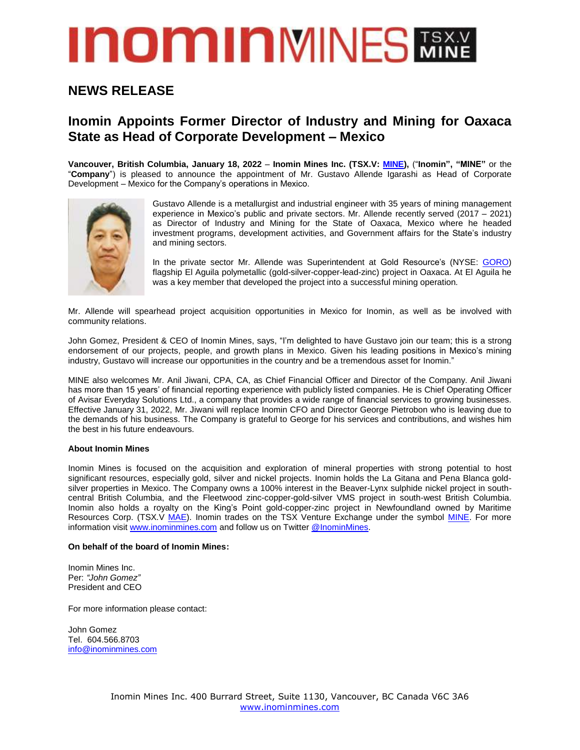# NEWS RELEASE

## Inomin Appoints Former Director of Industry and Mining for Oaxaca State as Head of Corporate Development – Mexico

**Vancouver, British Columbia, January 18, 2022** – **Inomin Mines Inc. (TSX.V: MINE),** ("**Inomin**", "**MINE**" or the "**Company**") is pleased to announce the appointment of Mr. Gustavo Allende Igarashi as Head of Corporate Development – Mexico for the Company's operations in Mexico.

Gustavo Allende is a metallurgist and industrial engineer with 35 years of mining management experience in Mexico's public and private sectors. Mr. Allende recently served (2017 – 2021) as Director of Industry and Mining for the State of Oaxaca, Mexico where he headed investment programs, development activities, and Government affairs for the State's industry and mining sectors.

In the private sector Mr. Allende was Superintendent at Gold Resource's (NYSE: GORO) flagship El Aguila polymetallic (gold-silver-copper-lead-zinc) project in Oaxaca. At El Aguila he was a key member that developed the project into a successful mining operation.

Mr. Allende will spearhead project acquisition opportunities in Mexico for Inomin, as well as be involved with community relations.

John Gomez, President & CEO of Inomin Mines, says, "I'm delighted to have Gustavo join our team; this is a strong endorsement of our projects, people, and growth plans in Mexico. Given his leading positions in Mexico's mining industry, Gustavo will increase our opportunities in the country and be a tremendous asset for Inomin."

MINE also welcomes Mr. Anil Jiwani, CPA, CA, as Chief Financial Officer and Director of the Company. Anil Jiwani has more than 15 years' of financial reporting experience with publicly listed companies. He is Chief Operating Officer of Avisar Everyday Solutions Ltd., a company that provides a wide range of financial services to growing businesses. Effective January 31, 2022, Mr. Jiwani will replace Inomin CFO and Director George Pietrobon who is leaving due to the demands of his business. The Company is grateful to George for his services and contributions, and wishes him the best in his future endeavours.

**About Inomin Mines**

Inomin Mines is focused on the acquisition and exploration of mineral properties with strong potential to host significant resources, especially gold, silver and nickel projects. Inomin holds the La Gitana and Pena Blanca gold-silver properties in Mexico. The Company owns a 100% interest in the Beaver-Lynx sulphide nickel project in south-central British Columbia, and the Fleetwood zinc-copper-gold-silver VMS project in south-west British Columbia. Inomin also holds a royalty on the King's Point gold-copper-zinc project in Newfoundland owned by Maritime Resources Corp. (TSX.V MAE). Inomin trades on the TSX Venture Exchange under the symbol MINE. For more information visit www.inominmines.com and follow us on Twitter @InominMines.

**On behalf of the board of Inomin Mines:**

Inomin Mines Inc.
Per: *"John Gomez"*
President and CEO

For more information please contact:

John Gomez
Tel. 604.566.8703
info@inominmines.com

Inomin Mines Inc. 400 Burrard Street, Suite 1130, Vancouver, BC Canada V6C 3A6
www.inominmines.com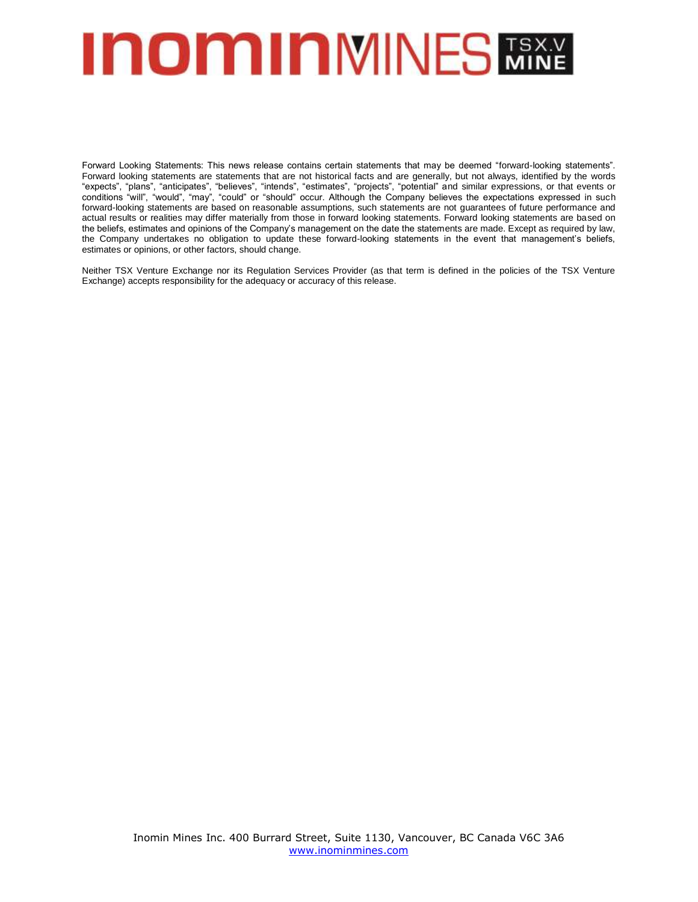Forward Looking Statements: This news release contains certain statements that may be deemed “forward-looking statements”. Forward looking statements are statements that are not historical facts and are generally, but not always, identified by the words “expects”, “plans”, “anticipates”, “believes”, “intends”, “estimates”, “projects”, “potential” and similar expressions, or that events or conditions “will”, “would”, “may”, “could” or “should” occur. Although the Company believes the expectations expressed in such forward-looking statements are based on reasonable assumptions, such statements are not guarantees of future performance and actual results or realities may differ materially from those in forward looking statements. Forward looking statements are based on the beliefs, estimates and opinions of the Company’s management on the date the statements are made. Except as required by law, the Company undertakes no obligation to update these forward-looking statements in the event that management’s beliefs, estimates or opinions, or other factors, should change.

Neither TSX Venture Exchange nor its Regulation Services Provider (as that term is defined in the policies of the TSX Venture Exchange) accepts responsibility for the adequacy or accuracy of this release.

Inomin Mines Inc. 400 Burrard Street, Suite 1130, Vancouver, BC Canada V6C 3A6
www.inominmines.com